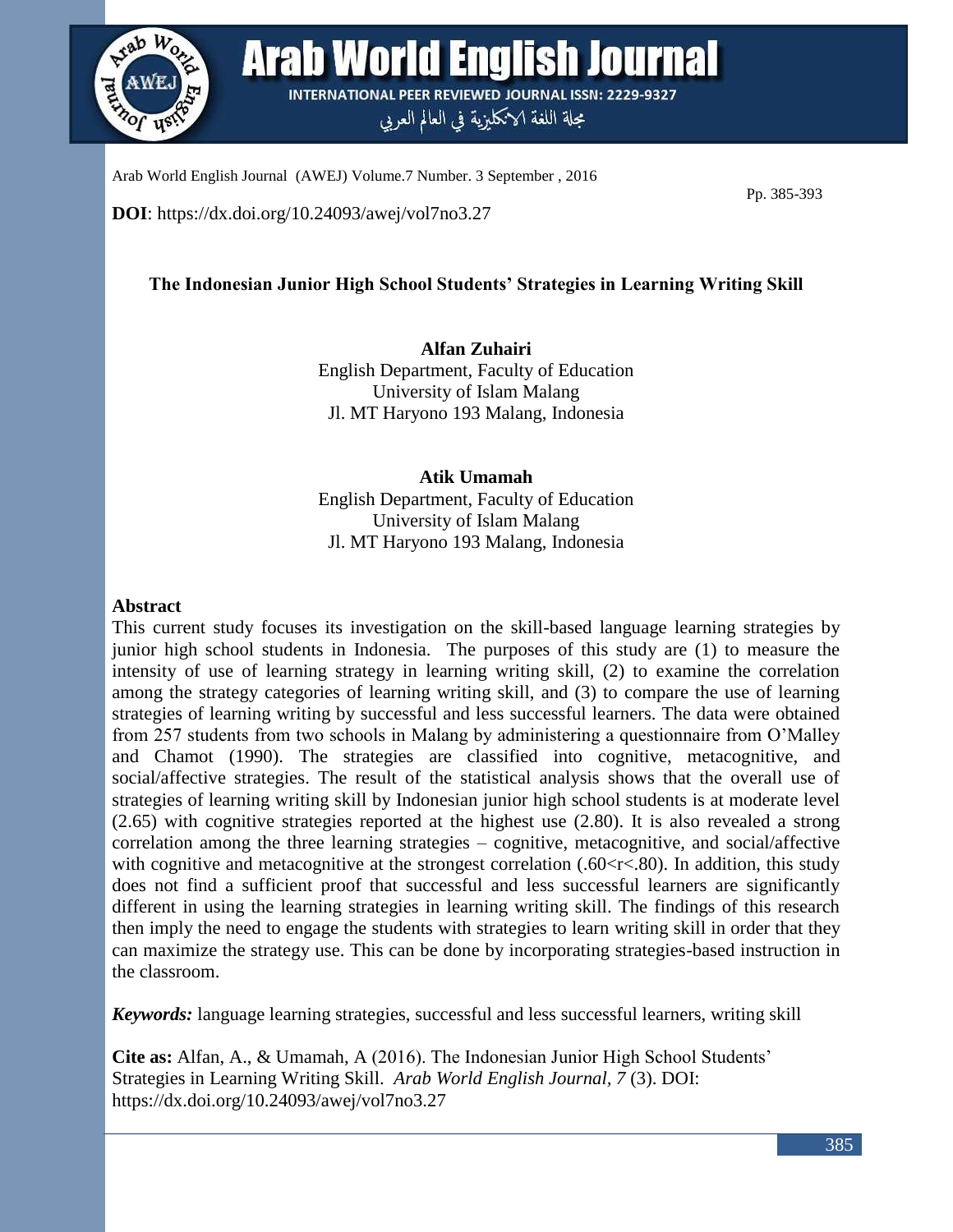**DOI**: https://dx.doi.org/10.24093/awej/vol7no3.27

# The Indonesian Junior High School Students' Strategies in Learning Writing Skill

**Alfan Zuhairi**
English Department, Faculty of Education
University of Islam Malang
Jl. MT Haryono 193 Malang, Indonesia

**Atik Umamah**
English Department, Faculty of Education
University of Islam Malang
Jl. MT Haryono 193 Malang, Indonesia

## Abstract

This current study focuses its investigation on the skill-based language learning strategies by junior high school students in Indonesia. The purposes of this study are (1) to measure the intensity of use of learning strategy in learning writing skill, (2) to examine the correlation among the strategy categories of learning writing skill, and (3) to compare the use of learning strategies of learning writing by successful and less successful learners. The data were obtained from 257 students from two schools in Malang by administering a questionnaire from O'Malley and Chamot (1990). The strategies are classified into cognitive, metacognitive, and social/affective strategies. The result of the statistical analysis shows that the overall use of strategies of learning writing skill by Indonesian junior high school students is at moderate level (2.65) with cognitive strategies reported at the highest use (2.80). It is also revealed a strong correlation among the three learning strategies – cognitive, metacognitive, and social/affective with cognitive and metacognitive at the strongest correlation ($.60<r<.80$). In addition, this study does not find a sufficient proof that successful and less successful learners are significantly different in using the learning strategies in learning writing skill. The findings of this research then imply the need to engage the students with strategies to learn writing skill in order that they can maximize the strategy use. This can be done by incorporating strategies-based instruction in the classroom.

***Keywords:*** language learning strategies, successful and less successful learners, writing skill

**Cite as:** Alfan, A., & Umamah, A (2016). The Indonesian Junior High School Students' Strategies in Learning Writing Skill. *Arab World English Journal*, *7* (3). DOI: https://dx.doi.org/10.24093/awej/vol7no3.27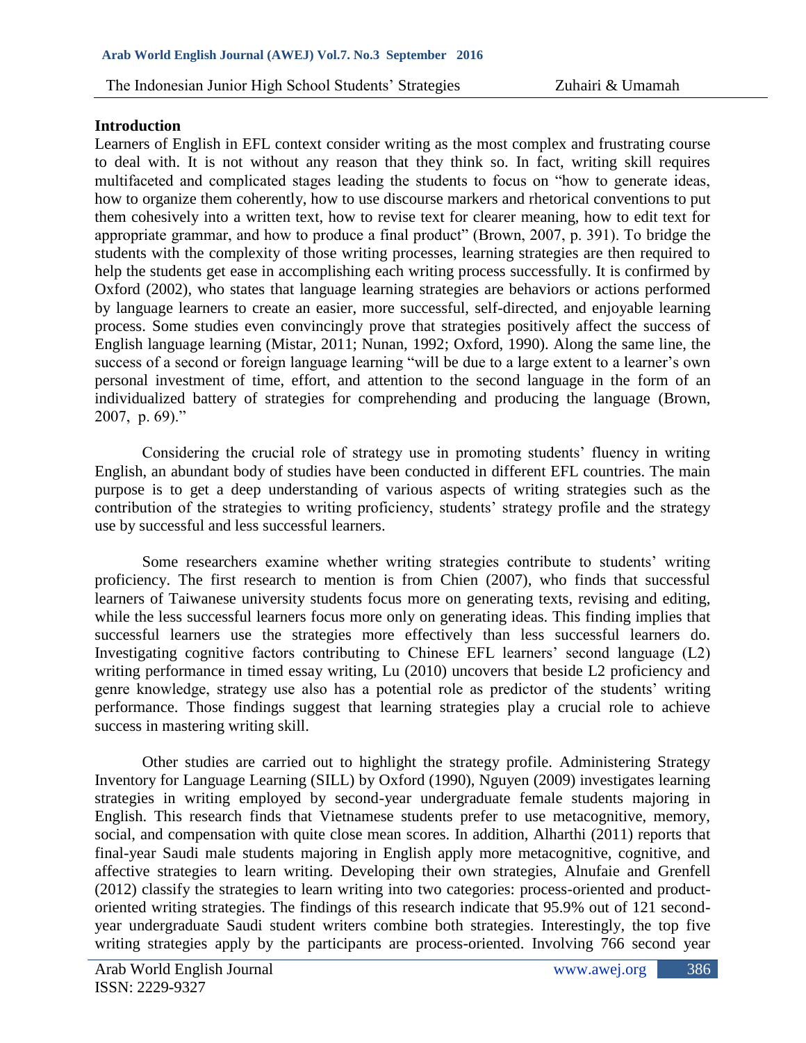## Introduction

Learners of English in EFL context consider writing as the most complex and frustrating course to deal with. It is not without any reason that they think so. In fact, writing skill requires multifaceted and complicated stages leading the students to focus on "how to generate ideas, how to organize them coherently, how to use discourse markers and rhetorical conventions to put them cohesively into a written text, how to revise text for clearer meaning, how to edit text for appropriate grammar, and how to produce a final product" (Brown, 2007, p. 391). To bridge the students with the complexity of those writing processes, learning strategies are then required to help the students get ease in accomplishing each writing process successfully. It is confirmed by Oxford (2002), who states that language learning strategies are behaviors or actions performed by language learners to create an easier, more successful, self-directed, and enjoyable learning process. Some studies even convincingly prove that strategies positively affect the success of English language learning (Mistar, 2011; Nunan, 1992; Oxford, 1990). Along the same line, the success of a second or foreign language learning "will be due to a large extent to a learner's own personal investment of time, effort, and attention to the second language in the form of an individualized battery of strategies for comprehending and producing the language (Brown, 2007, p. 69)."

Considering the crucial role of strategy use in promoting students' fluency in writing English, an abundant body of studies have been conducted in different EFL countries. The main purpose is to get a deep understanding of various aspects of writing strategies such as the contribution of the strategies to writing proficiency, students' strategy profile and the strategy use by successful and less successful learners.

Some researchers examine whether writing strategies contribute to students' writing proficiency. The first research to mention is from Chien (2007), who finds that successful learners of Taiwanese university students focus more on generating texts, revising and editing, while the less successful learners focus more only on generating ideas. This finding implies that successful learners use the strategies more effectively than less successful learners do. Investigating cognitive factors contributing to Chinese EFL learners' second language (L2) writing performance in timed essay writing, Lu (2010) uncovers that beside L2 proficiency and genre knowledge, strategy use also has a potential role as predictor of the students' writing performance. Those findings suggest that learning strategies play a crucial role to achieve success in mastering writing skill.

Other studies are carried out to highlight the strategy profile. Administering Strategy Inventory for Language Learning (SILL) by Oxford (1990), Nguyen (2009) investigates learning strategies in writing employed by second-year undergraduate female students majoring in English. This research finds that Vietnamese students prefer to use metacognitive, memory, social, and compensation with quite close mean scores. In addition, Alharthi (2011) reports that final-year Saudi male students majoring in English apply more metacognitive, cognitive, and affective strategies to learn writing. Developing their own strategies, Alnufaie and Grenfell (2012) classify the strategies to learn writing into two categories: process-oriented and product-oriented writing strategies. The findings of this research indicate that 95.9% out of 121 second-year undergraduate Saudi student writers combine both strategies. Interestingly, the top five writing strategies apply by the participants are process-oriented. Involving 766 second year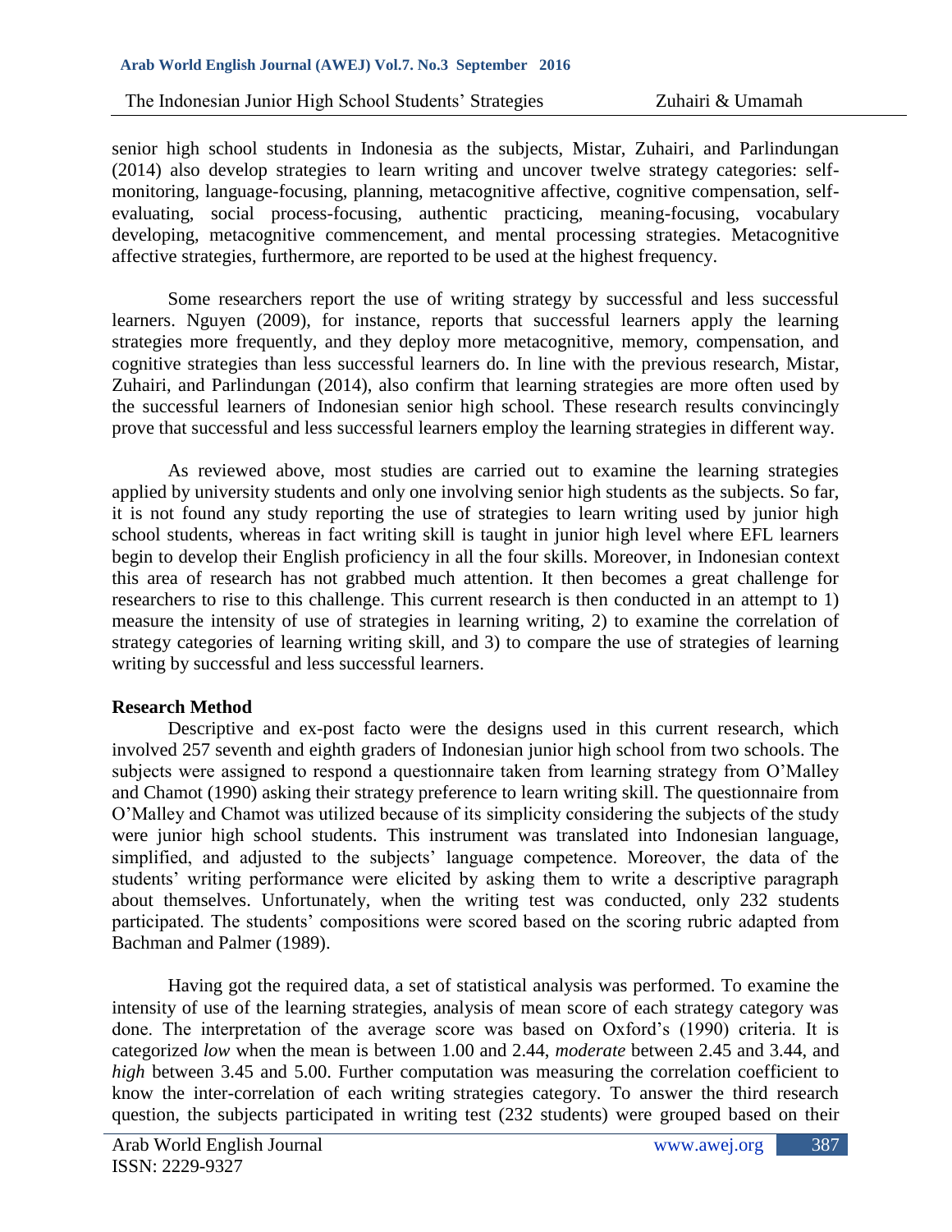senior high school students in Indonesia as the subjects, Mistar, Zuhairi, and Parlindungan (2014) also develop strategies to learn writing and uncover twelve strategy categories: self-monitoring, language-focusing, planning, metacognitive affective, cognitive compensation, self-evaluating, social process-focusing, authentic practicing, meaning-focusing, vocabulary developing, metacognitive commencement, and mental processing strategies. Metacognitive affective strategies, furthermore, are reported to be used at the highest frequency.

Some researchers report the use of writing strategy by successful and less successful learners. Nguyen (2009), for instance, reports that successful learners apply the learning strategies more frequently, and they deploy more metacognitive, memory, compensation, and cognitive strategies than less successful learners do. In line with the previous research, Mistar, Zuhairi, and Parlindungan (2014), also confirm that learning strategies are more often used by the successful learners of Indonesian senior high school. These research results convincingly prove that successful and less successful learners employ the learning strategies in different way.

As reviewed above, most studies are carried out to examine the learning strategies applied by university students and only one involving senior high students as the subjects. So far, it is not found any study reporting the use of strategies to learn writing used by junior high school students, whereas in fact writing skill is taught in junior high level where EFL learners begin to develop their English proficiency in all the four skills. Moreover, in Indonesian context this area of research has not grabbed much attention. It then becomes a great challenge for researchers to rise to this challenge. This current research is then conducted in an attempt to 1) measure the intensity of use of strategies in learning writing, 2) to examine the correlation of strategy categories of learning writing skill, and 3) to compare the use of strategies of learning writing by successful and less successful learners.

## Research Method

Descriptive and ex-post facto were the designs used in this current research, which involved 257 seventh and eighth graders of Indonesian junior high school from two schools. The subjects were assigned to respond a questionnaire taken from learning strategy from O'Malley and Chamot (1990) asking their strategy preference to learn writing skill. The questionnaire from O'Malley and Chamot was utilized because of its simplicity considering the subjects of the study were junior high school students. This instrument was translated into Indonesian language, simplified, and adjusted to the subjects' language competence. Moreover, the data of the students' writing performance were elicited by asking them to write a descriptive paragraph about themselves. Unfortunately, when the writing test was conducted, only 232 students participated. The students' compositions were scored based on the scoring rubric adapted from Bachman and Palmer (1989).

Having got the required data, a set of statistical analysis was performed. To examine the intensity of use of the learning strategies, analysis of mean score of each strategy category was done. The interpretation of the average score was based on Oxford's (1990) criteria. It is categorized *low* when the mean is between 1.00 and 2.44, *moderate* between 2.45 and 3.44, and *high* between 3.45 and 5.00. Further computation was measuring the correlation coefficient to know the inter-correlation of each writing strategies category. To answer the third research question, the subjects participated in writing test (232 students) were grouped based on their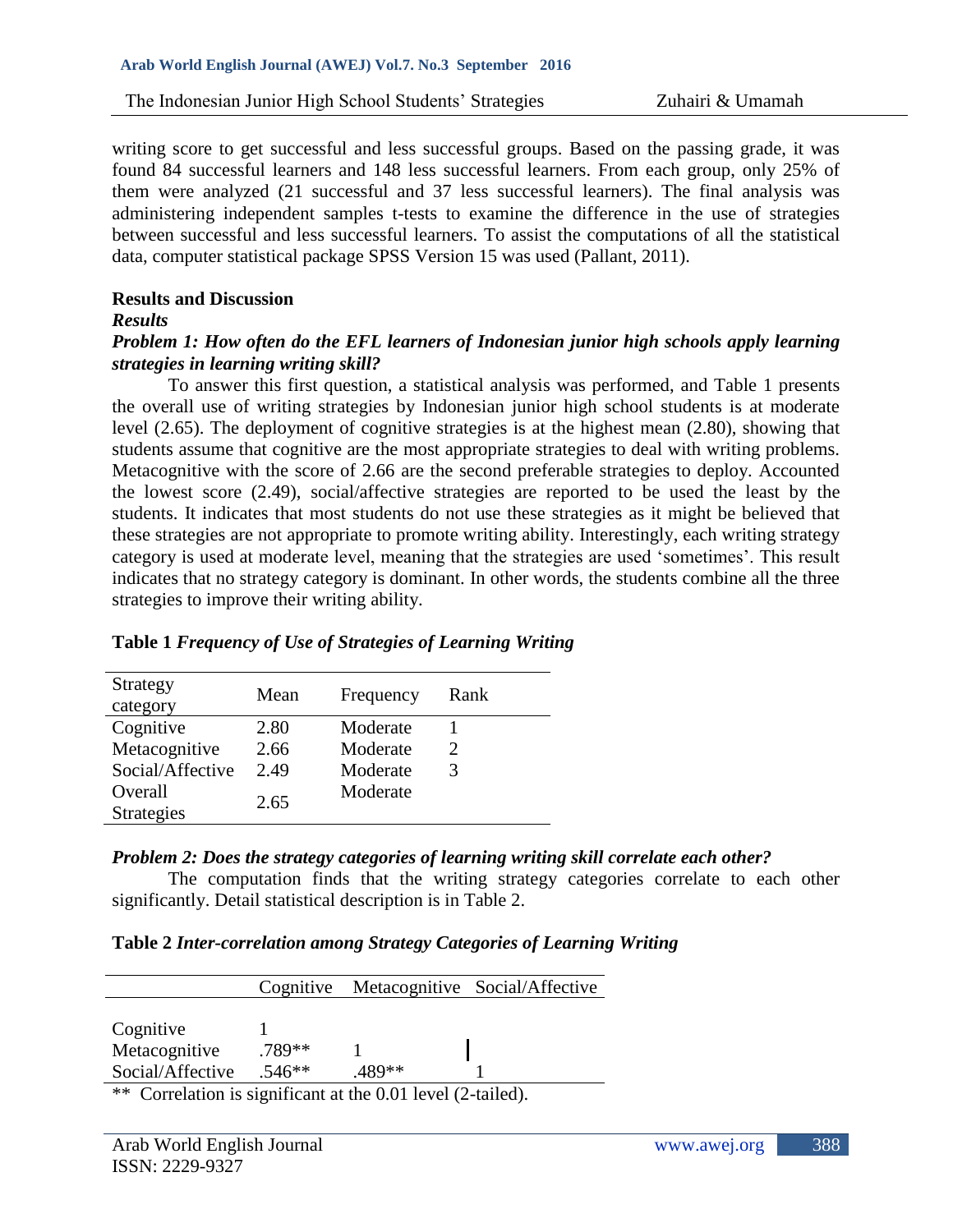writing score to get successful and less successful groups. Based on the passing grade, it was found 84 successful learners and 148 less successful learners. From each group, only 25% of them were analyzed (21 successful and 37 less successful learners). The final analysis was administering independent samples t-tests to examine the difference in the use of strategies between successful and less successful learners. To assist the computations of all the statistical data, computer statistical package SPSS Version 15 was used (Pallant, 2011).

## Results and Discussion

### *Results*

***Problem 1: How often do the EFL learners of Indonesian junior high schools apply learning strategies in learning writing skill?***

To answer this first question, a statistical analysis was performed, and Table 1 presents the overall use of writing strategies by Indonesian junior high school students is at moderate level (2.65). The deployment of cognitive strategies is at the highest mean (2.80), showing that students assume that cognitive are the most appropriate strategies to deal with writing problems. Metacognitive with the score of 2.66 are the second preferable strategies to deploy. Accounted the lowest score (2.49), social/affective strategies are reported to be used the least by the students. It indicates that most students do not use these strategies as it might be believed that these strategies are not appropriate to promote writing ability. Interestingly, each writing strategy category is used at moderate level, meaning that the strategies are used 'sometimes'. This result indicates that no strategy category is dominant. In other words, the students combine all the three strategies to improve their writing ability.

**Table 1** ***Frequency of Use of Strategies of Learning Writing***

| Strategy category | Mean | Frequency | Rank |
|---|---|---|---|
| Cognitive | 2.80 | Moderate | 1 |
| Metacognitive | 2.66 | Moderate | 2 |
| Social/Affective | 2.49 | Moderate | 3 |
| Overall Strategies | 2.65 | Moderate | |

***Problem 2: Does the strategy categories of learning writing skill correlate each other?***

The computation finds that the writing strategy categories correlate to each other significantly. Detail statistical description is in Table 2.

**Table 2** ***Inter-correlation among Strategy Categories of Learning Writing***

| | Cognitive | Metacognitive | Social/Affective |
|---|---|---|---|
| Cognitive | 1 | | |
| Metacognitive | .789** | 1 | |
| Social/Affective | .546** | .489** | 1 |

** Correlation is significant at the 0.01 level (2-tailed).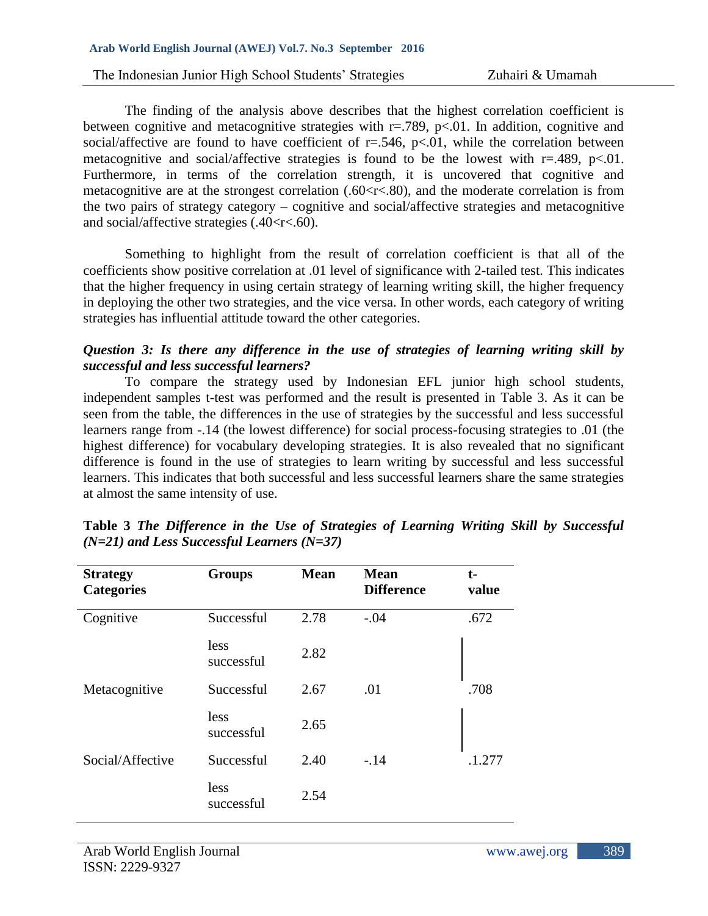The finding of the analysis above describes that the highest correlation coefficient is between cognitive and metacognitive strategies with $r=.789$, $p<.01$. In addition, cognitive and social/affective are found to have coefficient of $r=.546$, $p<.01$, while the correlation between metacognitive and social/affective strategies is found to be the lowest with $r=.489$, $p<.01$. Furthermore, in terms of the correlation strength, it is uncovered that cognitive and metacognitive are at the strongest correlation ($.60<r<.80$), and the moderate correlation is from the two pairs of strategy category – cognitive and social/affective strategies and metacognitive and social/affective strategies ($.40<r<.60$).

Something to highlight from the result of correlation coefficient is that all of the coefficients show positive correlation at .01 level of significance with 2-tailed test. This indicates that the higher frequency in using certain strategy of learning writing skill, the higher frequency in deploying the other two strategies, and the vice versa. In other words, each category of writing strategies has influential attitude toward the other categories.

***Question 3: Is there any difference in the use of strategies of learning writing skill by successful and less successful learners?***

To compare the strategy used by Indonesian EFL junior high school students, independent samples t-test was performed and the result is presented in Table 3. As it can be seen from the table, the differences in the use of strategies by the successful and less successful learners range from -.14 (the lowest difference) for social process-focusing strategies to .01 (the highest difference) for vocabulary developing strategies. It is also revealed that no significant difference is found in the use of strategies to learn writing by successful and less successful learners. This indicates that both successful and less successful learners share the same strategies at almost the same intensity of use.

**Table 3** ***The Difference in the Use of Strategies of Learning Writing Skill by Successful (N=21) and Less Successful Learners (N=37)***

| Strategy Categories | Groups | Mean | Mean Difference | t-value |
|---|---|---|---|---|
| Cognitive | Successful | 2.78 | -.04 | .672 |
| | less successful | 2.82 | | |
| Metacognitive | Successful | 2.67 | .01 | .708 |
| | less successful | 2.65 | | |
| Social/Affective | Successful | 2.40 | -.14 | .1.277 |
| | less successful | 2.54 | | |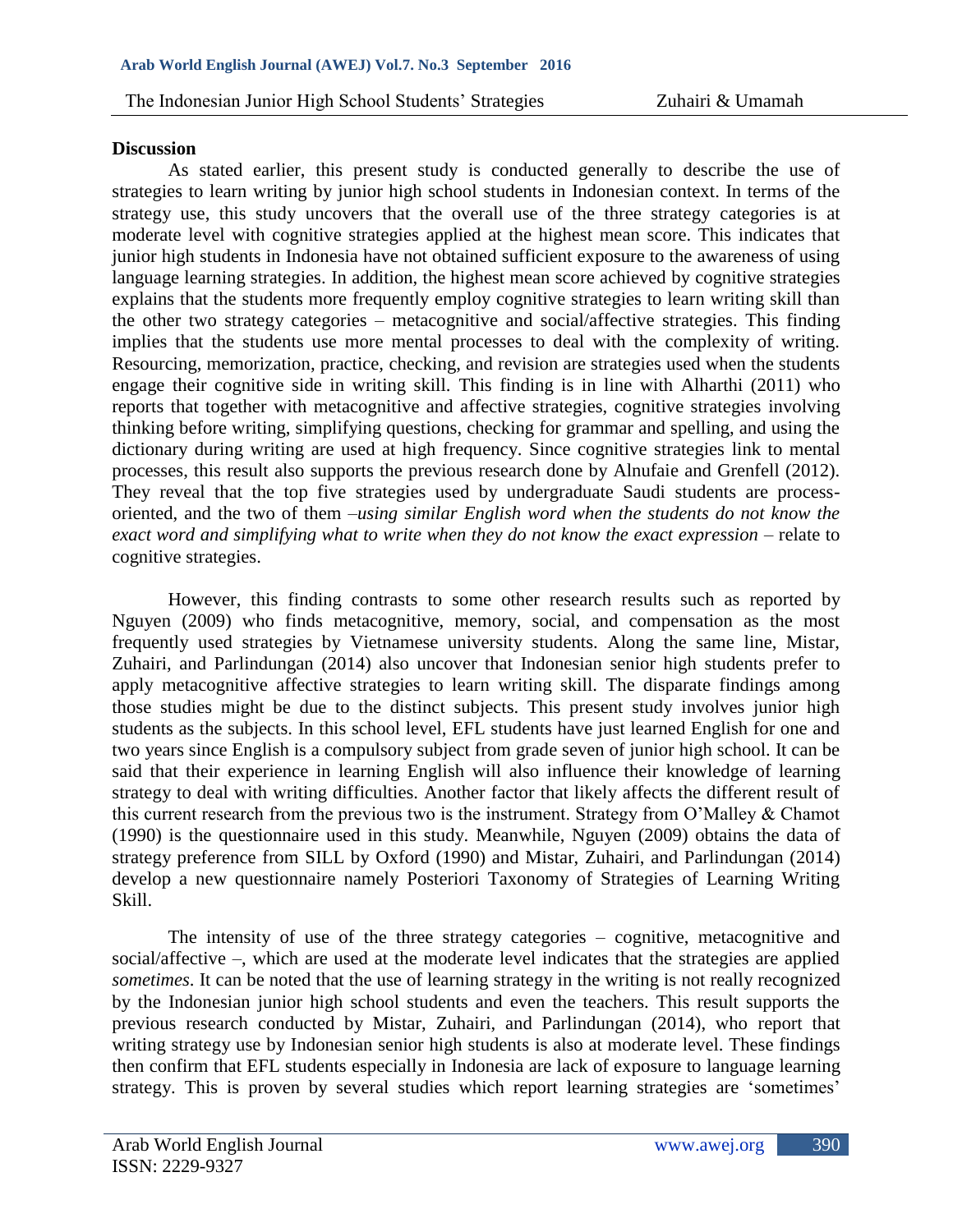**Discussion**

As stated earlier, this present study is conducted generally to describe the use of strategies to learn writing by junior high school students in Indonesian context. In terms of the strategy use, this study uncovers that the overall use of the three strategy categories is at moderate level with cognitive strategies applied at the highest mean score. This indicates that junior high students in Indonesia have not obtained sufficient exposure to the awareness of using language learning strategies. In addition, the highest mean score achieved by cognitive strategies explains that the students more frequently employ cognitive strategies to learn writing skill than the other two strategy categories – metacognitive and social/affective strategies. This finding implies that the students use more mental processes to deal with the complexity of writing. Resourcing, memorization, practice, checking, and revision are strategies used when the students engage their cognitive side in writing skill. This finding is in line with Alharthi (2011) who reports that together with metacognitive and affective strategies, cognitive strategies involving thinking before writing, simplifying questions, checking for grammar and spelling, and using the dictionary during writing are used at high frequency. Since cognitive strategies link to mental processes, this result also supports the previous research done by Alnufaie and Grenfell (2012). They reveal that the top five strategies used by undergraduate Saudi students are process-oriented, and the two of them –*using similar English word when the students do not know the exact word and simplifying what to write when they do not know the exact expression* – relate to cognitive strategies.

However, this finding contrasts to some other research results such as reported by Nguyen (2009) who finds metacognitive, memory, social, and compensation as the most frequently used strategies by Vietnamese university students. Along the same line, Mistar, Zuhairi, and Parlindungan (2014) also uncover that Indonesian senior high students prefer to apply metacognitive affective strategies to learn writing skill. The disparate findings among those studies might be due to the distinct subjects. This present study involves junior high students as the subjects. In this school level, EFL students have just learned English for one and two years since English is a compulsory subject from grade seven of junior high school. It can be said that their experience in learning English will also influence their knowledge of learning strategy to deal with writing difficulties. Another factor that likely affects the different result of this current research from the previous two is the instrument. Strategy from O'Malley & Chamot (1990) is the questionnaire used in this study. Meanwhile, Nguyen (2009) obtains the data of strategy preference from SILL by Oxford (1990) and Mistar, Zuhairi, and Parlindungan (2014) develop a new questionnaire namely Posteriori Taxonomy of Strategies of Learning Writing Skill.

The intensity of use of the three strategy categories – cognitive, metacognitive and social/affective –, which are used at the moderate level indicates that the strategies are applied *sometimes*. It can be noted that the use of learning strategy in the writing is not really recognized by the Indonesian junior high school students and even the teachers. This result supports the previous research conducted by Mistar, Zuhairi, and Parlindungan (2014), who report that writing strategy use by Indonesian senior high students is also at moderate level. These findings then confirm that EFL students especially in Indonesia are lack of exposure to language learning strategy. This is proven by several studies which report learning strategies are 'sometimes'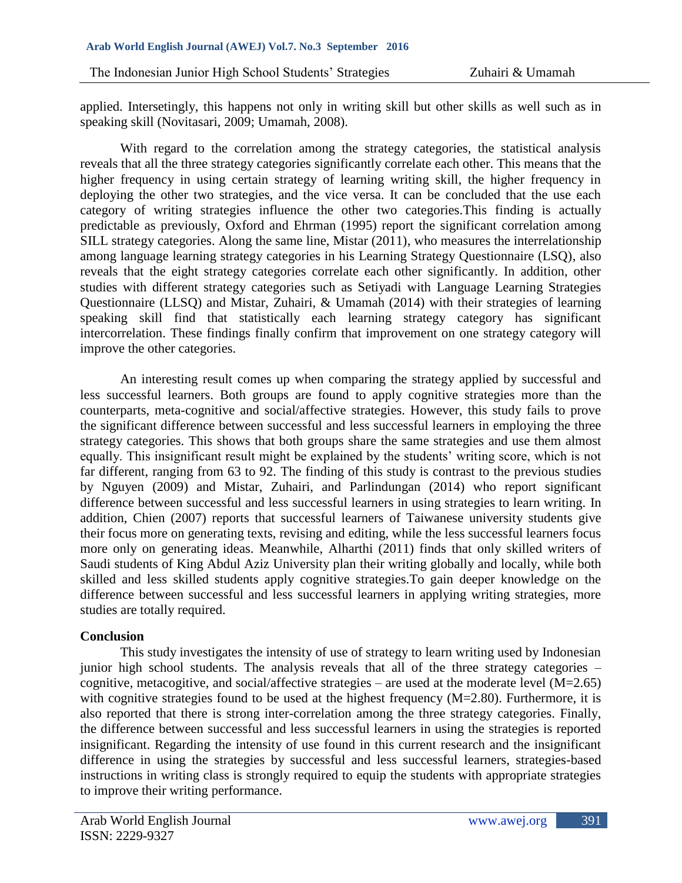applied. Intersetingly, this happens not only in writing skill but other skills as well such as in speaking skill (Novitasari, 2009; Umamah, 2008).

With regard to the correlation among the strategy categories, the statistical analysis reveals that all the three strategy categories significantly correlate each other. This means that the higher frequency in using certain strategy of learning writing skill, the higher frequency in deploying the other two strategies, and the vice versa. It can be concluded that the use each category of writing strategies influence the other two categories.This finding is actually predictable as previously, Oxford and Ehrman (1995) report the significant correlation among SILL strategy categories. Along the same line, Mistar (2011), who measures the interrelationship among language learning strategy categories in his Learning Strategy Questionnaire (LSQ), also reveals that the eight strategy categories correlate each other significantly. In addition, other studies with different strategy categories such as Setiyadi with Language Learning Strategies Questionnaire (LLSQ) and Mistar, Zuhairi, & Umamah (2014) with their strategies of learning speaking skill find that statistically each learning strategy category has significant intercorrelation. These findings finally confirm that improvement on one strategy category will improve the other categories.

An interesting result comes up when comparing the strategy applied by successful and less successful learners. Both groups are found to apply cognitive strategies more than the counterparts, meta-cognitive and social/affective strategies. However, this study fails to prove the significant difference between successful and less successful learners in employing the three strategy categories. This shows that both groups share the same strategies and use them almost equally. This insignificant result might be explained by the students' writing score, which is not far different, ranging from 63 to 92. The finding of this study is contrast to the previous studies by Nguyen (2009) and Mistar, Zuhairi, and Parlindungan (2014) who report significant difference between successful and less successful learners in using strategies to learn writing. In addition, Chien (2007) reports that successful learners of Taiwanese university students give their focus more on generating texts, revising and editing, while the less successful learners focus more only on generating ideas. Meanwhile, Alharthi (2011) finds that only skilled writers of Saudi students of King Abdul Aziz University plan their writing globally and locally, while both skilled and less skilled students apply cognitive strategies.To gain deeper knowledge on the difference between successful and less successful learners in applying writing strategies, more studies are totally required.

## Conclusion

This study investigates the intensity of use of strategy to learn writing used by Indonesian junior high school students. The analysis reveals that all of the three strategy categories – cognitive, metacogitive, and social/affective strategies – are used at the moderate level ($M=2.65$) with cognitive strategies found to be used at the highest frequency ($M=2.80$). Furthermore, it is also reported that there is strong inter-correlation among the three strategy categories. Finally, the difference between successful and less successful learners in using the strategies is reported insignificant. Regarding the intensity of use found in this current research and the insignificant difference in using the strategies by successful and less successful learners, strategies-based instructions in writing class is strongly required to equip the students with appropriate strategies to improve their writing performance.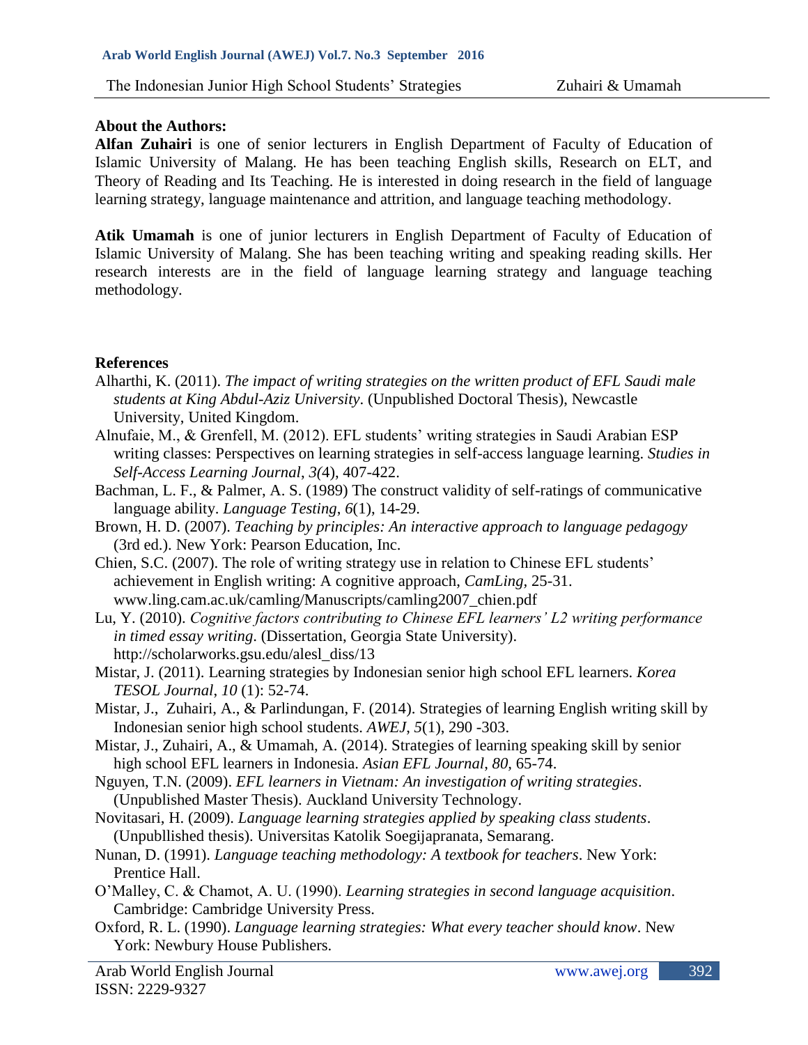**About the Authors:**

**Alfan Zuhairi** is one of senior lecturers in English Department of Faculty of Education of Islamic University of Malang. He has been teaching English skills, Research on ELT, and Theory of Reading and Its Teaching. He is interested in doing research in the field of language learning strategy, language maintenance and attrition, and language teaching methodology.

**Atik Umamah** is one of junior lecturers in English Department of Faculty of Education of Islamic University of Malang. She has been teaching writing and speaking reading skills. Her research interests are in the field of language learning strategy and language teaching methodology.

**References**

Alharthi, K. (2011). *The impact of writing strategies on the written product of EFL Saudi male students at King Abdul-Aziz University*. (Unpublished Doctoral Thesis), Newcastle University, United Kingdom.

Alnufaie, M., & Grenfell, M. (2012). EFL students' writing strategies in Saudi Arabian ESP writing classes: Perspectives on learning strategies in self-access language learning. *Studies in Self-Access Learning Journal*, *3(*4), 407-422.

Bachman, L. F., & Palmer, A. S. (1989) The construct validity of self-ratings of communicative language ability. *Language Testing*, *6*(1), 14-29.

Brown, H. D. (2007). *Teaching by principles: An interactive approach to language pedagogy* (3rd ed.). New York: Pearson Education, Inc.

Chien, S.C. (2007). The role of writing strategy use in relation to Chinese EFL students' achievement in English writing: A cognitive approach, *CamLing*, 25-31. www.ling.cam.ac.uk/camling/Manuscripts/camling2007_chien.pdf

Lu, Y. (2010). *Cognitive factors contributing to Chinese EFL learners' L2 writing performance in timed essay writing*. (Dissertation, Georgia State University). http://scholarworks.gsu.edu/alesl_diss/13

Mistar, J. (2011). Learning strategies by Indonesian senior high school EFL learners. *Korea TESOL Journal*, *10* (1): 52-74.

Mistar, J., Zuhairi, A., & Parlindungan, F. (2014). Strategies of learning English writing skill by Indonesian senior high school students. *AWEJ*, *5*(1), 290 -303.

Mistar, J., Zuhairi, A., & Umamah, A. (2014). Strategies of learning speaking skill by senior high school EFL learners in Indonesia. *Asian EFL Journal*, *80*, 65-74.

Nguyen, T.N. (2009). *EFL learners in Vietnam: An investigation of writing strategies*. (Unpublished Master Thesis). Auckland University Technology.

Novitasari, H. (2009). *Language learning strategies applied by speaking class students*. (Unpubllished thesis). Universitas Katolik Soegijapranata, Semarang.

Nunan, D. (1991). *Language teaching methodology: A textbook for teachers*. New York: Prentice Hall.

O'Malley, C. & Chamot, A. U. (1990). *Learning strategies in second language acquisition*. Cambridge: Cambridge University Press.

Oxford, R. L. (1990). *Language learning strategies: What every teacher should know*. New York: Newbury House Publishers.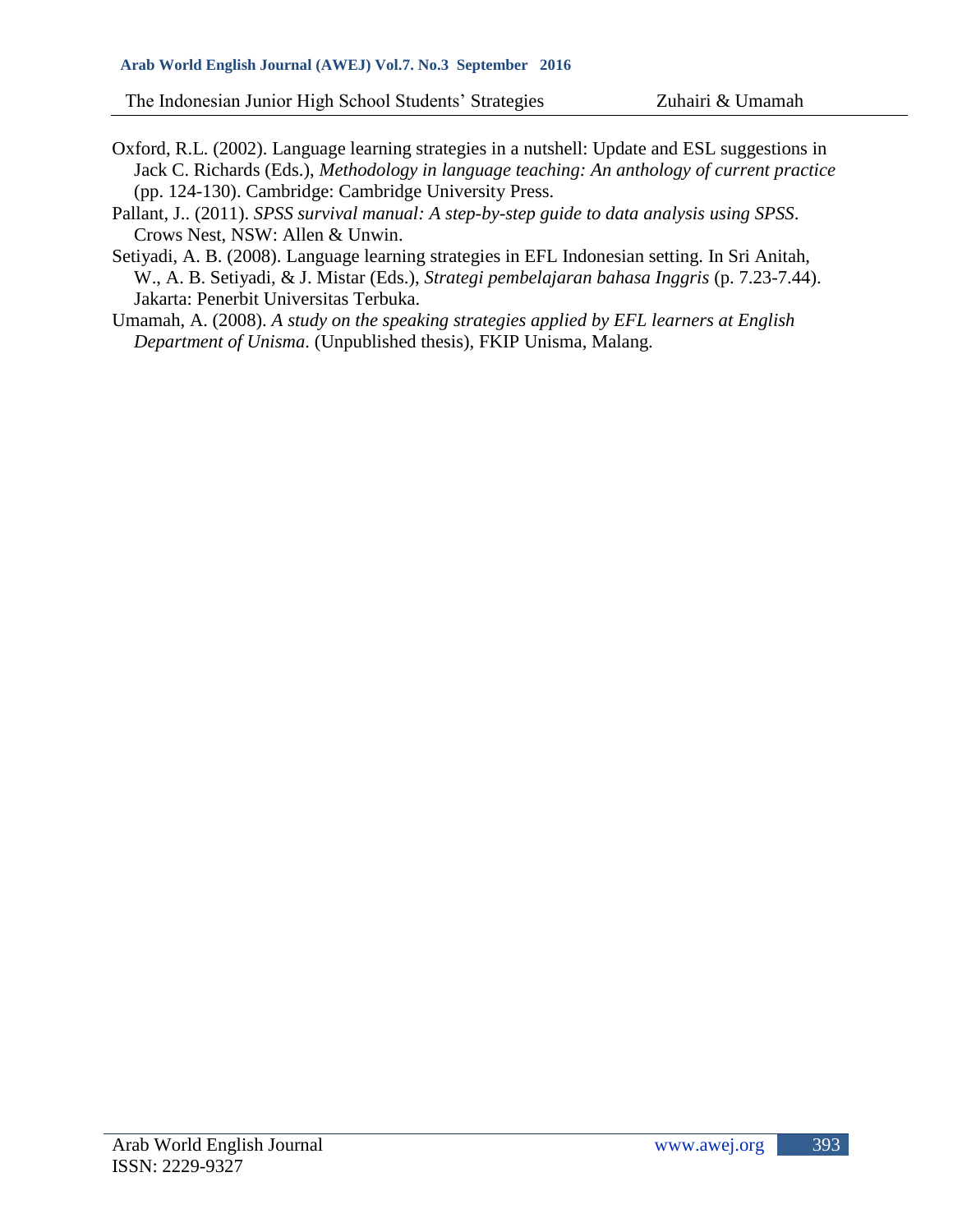Oxford, R.L. (2002). Language learning strategies in a nutshell: Update and ESL suggestions in Jack C. Richards (Eds.), *Methodology in language teaching: An anthology of current practice* (pp. 124-130). Cambridge: Cambridge University Press.

Pallant, J.. (2011). *SPSS survival manual: A step-by-step guide to data analysis using SPSS*. Crows Nest, NSW: Allen & Unwin.

Setiyadi, A. B. (2008). Language learning strategies in EFL Indonesian setting. In Sri Anitah, W., A. B. Setiyadi, & J. Mistar (Eds.), *Strategi pembelajaran bahasa Inggris* (p. 7.23-7.44). Jakarta: Penerbit Universitas Terbuka.

Umamah, A. (2008). *A study on the speaking strategies applied by EFL learners at English Department of Unisma*. (Unpublished thesis), FKIP Unisma, Malang.